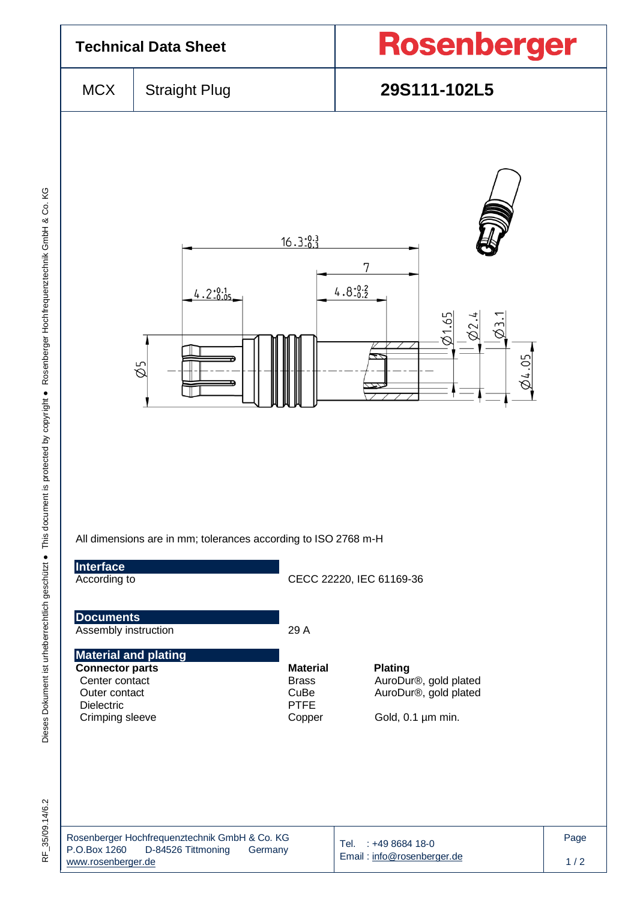# Technical Data Sheet

**Rosenberger**

| MCX | Straight Plug | **29S111-102L5** |
|---|---|---|

All dimensions are in mm; tolerances according to ISO 2768 m-H

## Interface

| | |
|---|---|
| According to | CECC 22220, IEC 61169-36 |

## Documents

| | |
|---|---|
| Assembly instruction | 29 A |

## Material and plating

| **Connector parts** | **Material** | **Plating** |
|---|---|---|
| Center contact | Brass | AuroDur®, gold plated |
| Outer contact | CuBe | AuroDur®, gold plated |
| Dielectric | PTFE | |
| Crimping sleeve | Copper | Gold, 0.1 µm min. |

Rosenberger Hochfrequenztechnik GmbH & Co. KG
P.O.Box 1260 D-84526 Tittmoning Germany
www.rosenberger.de

Tel. : +49 8684 18-0
Email : info@rosenberger.de

RF_35/09.14/6.2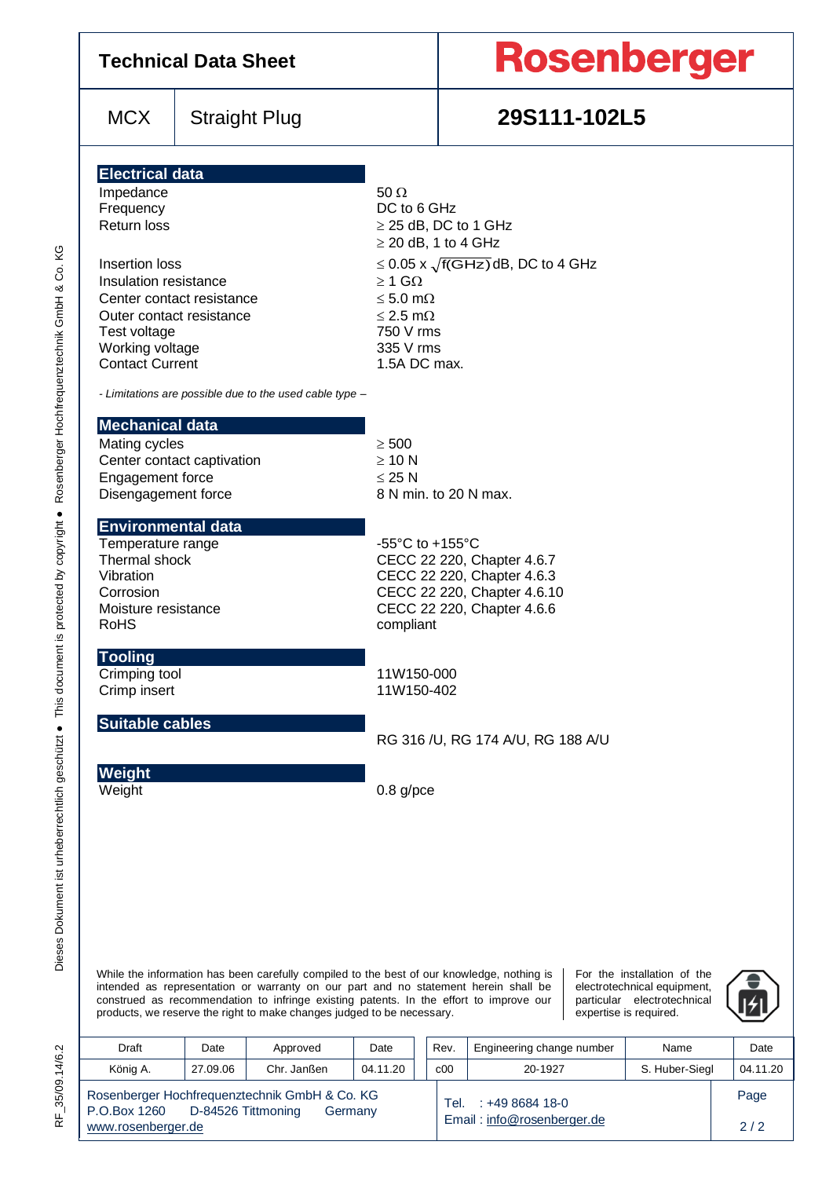# Technical Data Sheet

**Rosenberger**

| MCX | Straight Plug | **29S111-102L5** |
| --- | --- | --- |

## Electrical data

| | |
| --- | --- |
| Impedance | 50 Ω |
| Frequency | DC to 6 GHz |
| Return loss | ≥ 25 dB, DC to 1 GHz |
| | ≥ 20 dB, 1 to 4 GHz |
| Insertion loss | ≤ 0.05 x $\sqrt{f(GHz)}$ dB, DC to 4 GHz |
| Insulation resistance | ≥ 1 GΩ |
| Center contact resistance | ≤ 5.0 mΩ |
| Outer contact resistance | ≤ 2.5 mΩ |
| Test voltage | 750 V rms |
| Working voltage | 335 V rms |
| Contact Current | 1.5A DC max. |

*- Limitations are possible due to the used cable type –*

## Mechanical data

| | |
| --- | --- |
| Mating cycles | ≥ 500 |
| Center contact captivation | ≥ 10 N |
| Engagement force | ≤ 25 N |
| Disengagement force | 8 N min. to 20 N max. |

## Environmental data

| | |
| --- | --- |
| Temperature range | -55°C to +155°C |
| Thermal shock | CECC 22 220, Chapter 4.6.7 |
| Vibration | CECC 22 220, Chapter 4.6.3 |
| Corrosion | CECC 22 220, Chapter 4.6.10 |
| Moisture resistance | CECC 22 220, Chapter 4.6.6 |
| RoHS | compliant |

## Tooling

| | |
| --- | --- |
| Crimping tool | 11W150-000 |
| Crimp insert | 11W150-402 |

## Suitable cables

RG 316 /U, RG 174 A/U, RG 188 A/U

## Weight

| | |
| --- | --- |
| Weight | 0.8 g/pce |

While the information has been carefully compiled to the best of our knowledge, nothing is intended as representation or warranty on our part and no statement herein shall be construed as recommendation to infringe existing patents. In the effort to improve our products, we reserve the right to make changes judged to be necessary.

For the installation of the electrotechnical equipment, particular electrotechnical expertise is required.

| Draft | Date | Approved | Date | Rev. | Engineering change number | Name | Date |
| --- | --- | --- | --- | --- | --- | --- | --- |
| König A. | 27.09.06 | Chr. Janßen | 04.11.20 | c00 | 20-1927 | S. Huber-Siegl | 04.11.20 |

Rosenberger Hochfrequenztechnik GmbH & Co. KG
P.O.Box 1260 D-84526 Tittmoning Germany
www.rosenberger.de

Tel. : +49 8684 18-0
Email : info@rosenberger.de

Dieses Dokument ist urheberrechtlich geschützt ● This document is protected by copyright ● Rosenberger Hochfrequenztechnik GmbH & Co. KG

RF_35/09.14/6.2